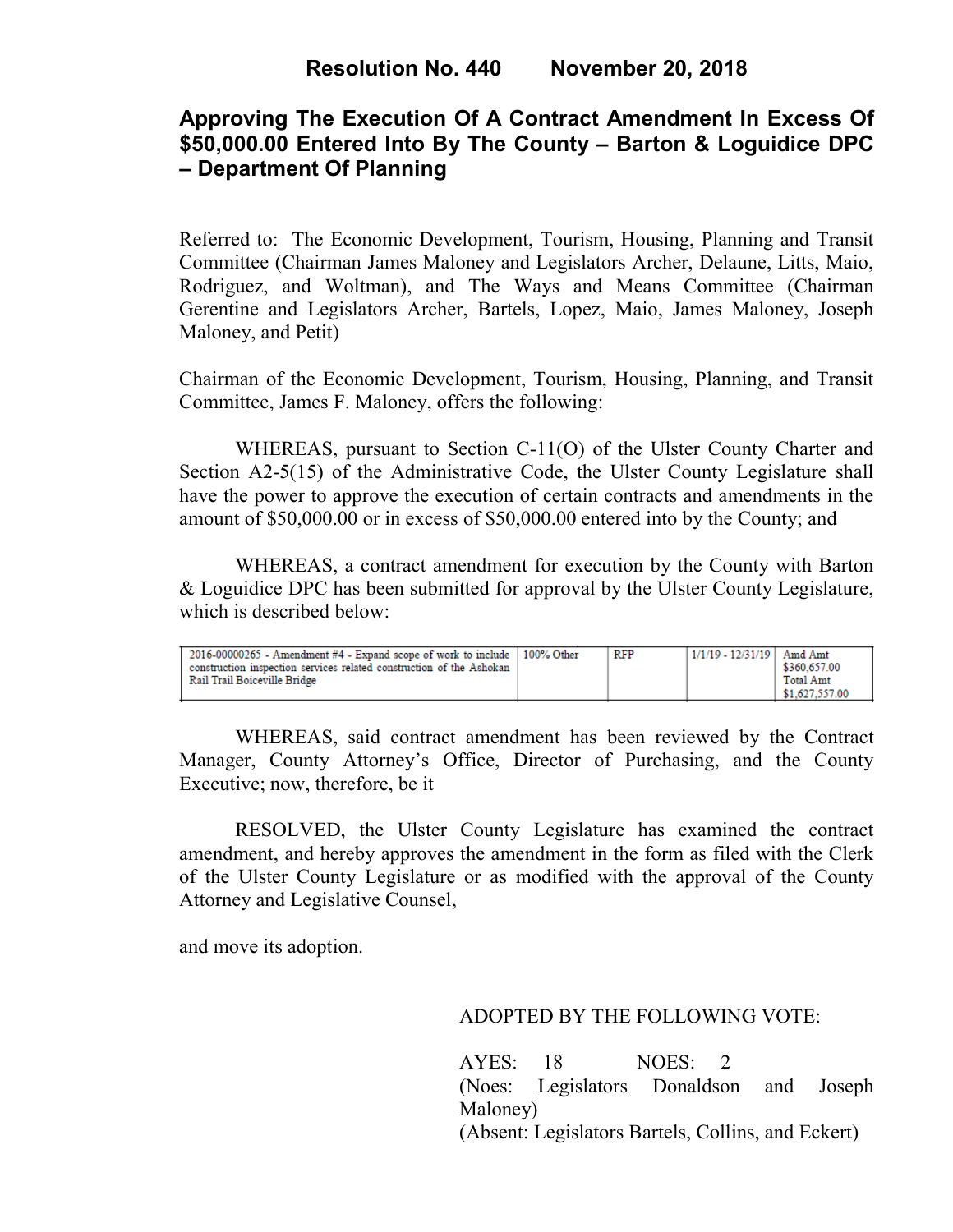**Resolution No. 440 November 20, 2018**

# Approving The Execution Of A Contract Amendment In Excess Of $50,000.00 Entered Into By The County – Barton & Loguidice DPC – Department Of Planning

Referred to: The Economic Development, Tourism, Housing, Planning and Transit Committee (Chairman James Maloney and Legislators Archer, Delaune, Litts, Maio, Rodriguez, and Woltman), and The Ways and Means Committee (Chairman Gerentine and Legislators Archer, Bartels, Lopez, Maio, James Maloney, Joseph Maloney, and Petit)

Chairman of the Economic Development, Tourism, Housing, Planning, and Transit Committee, James F. Maloney, offers the following:

WHEREAS, pursuant to Section C-11(O) of the Ulster County Charter and Section A2-5(15) of the Administrative Code, the Ulster County Legislature shall have the power to approve the execution of certain contracts and amendments in the amount of $50,000.00 or in excess of $50,000.00 entered into by the County; and

WHEREAS, a contract amendment for execution by the County with Barton & Loguidice DPC has been submitted for approval by the Ulster County Legislature, which is described below:

| | | | | |
|---|---|---|---|---|
| 2016-00000265 - Amendment #4 - Expand scope of work to include construction inspection services related construction of the Ashokan Rail Trail Boiceville Bridge | 100% Other | RFP | 1/1/19 - 12/31/19 | Amd Amt $360,657.00 Total Amt $1,627,557.00 |

WHEREAS, said contract amendment has been reviewed by the Contract Manager, County Attorney's Office, Director of Purchasing, and the County Executive; now, therefore, be it

RESOLVED, the Ulster County Legislature has examined the contract amendment, and hereby approves the amendment in the form as filed with the Clerk of the Ulster County Legislature or as modified with the approval of the County Attorney and Legislative Counsel,

and move its adoption.

ADOPTED BY THE FOLLOWING VOTE:

AYES: 18 NOES: 2
(Noes: Legislators Donaldson and Joseph Maloney)
(Absent: Legislators Bartels, Collins, and Eckert)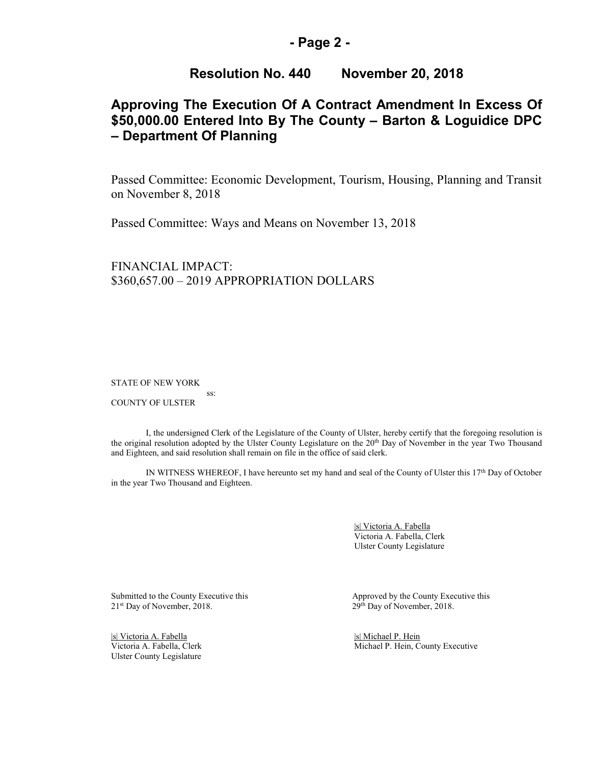## Resolution No. 440 November 20, 2018

## Approving The Execution Of A Contract Amendment In Excess Of $50,000.00 Entered Into By The County – Barton & Loguidice DPC – Department Of Planning

Passed Committee: Economic Development, Tourism, Housing, Planning and Transit on November 8, 2018

Passed Committee: Ways and Means on November 13, 2018

FINANCIAL IMPACT:
$360,657.00 – 2019 APPROPRIATION DOLLARS

STATE OF NEW YORK
ss:
COUNTY OF ULSTER

I, the undersigned Clerk of the Legislature of the County of Ulster, hereby certify that the foregoing resolution is the original resolution adopted by the Ulster County Legislature on the 20th Day of November in the year Two Thousand and Eighteen, and said resolution shall remain on file in the office of said clerk.

IN WITNESS WHEREOF, I have hereunto set my hand and seal of the County of Ulster this 17th Day of October in the year Two Thousand and Eighteen.

|s| Victoria A. Fabella
Victoria A. Fabella, Clerk
Ulster County Legislature

Submitted to the County Executive this 21st Day of November, 2018.

|s| Victoria A. Fabella
Victoria A. Fabella, Clerk
Ulster County Legislature

Approved by the County Executive this 29th Day of November, 2018.

|s| Michael P. Hein
Michael P. Hein, County Executive